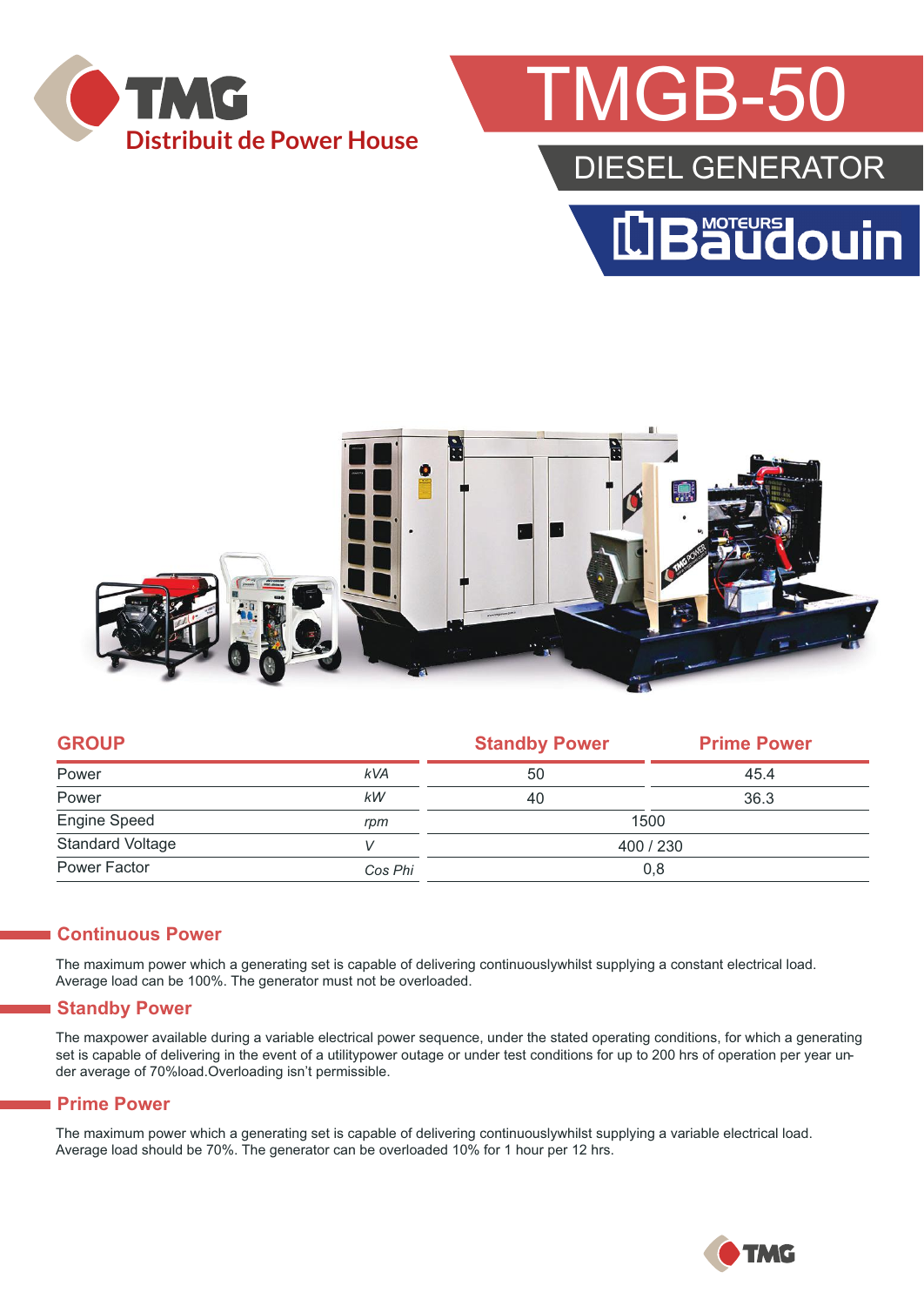TMG

Distribuit de Power House

# TMGB-50

## DIESEL GENERATOR

Moteurs Baudouin

| GROUP | | Standby Power | Prime Power |
|---|---|---|---|
| Power | *kVA* | 50 | 45.4 |
| Power | *kW* | 40 | 36.3 |
| Engine Speed | *rpm* | 1500 | |
| Standard Voltage | *V* | 400 / 230 | |
| Power Factor | *Cos Phi* | 0,8 | |

## Continuous Power

The maximum power which a generating set is capable of delivering continuouslywhilst supplying a constant electrical load. Average load can be 100%. The generator must not be overloaded.

## Standby Power

The maxpower available during a variable electrical power sequence, under the stated operating conditions, for which a generating set is capable of delivering in the event of a utilitypower outage or under test conditions for up to 200 hrs of operation per year under average of 70%load.Overloading isn't permissible.

## Prime Power

The maximum power which a generating set is capable of delivering continuouslywhilst supplying a variable electrical load. Average load should be 70%. The generator can be overloaded 10% for 1 hour per 12 hrs.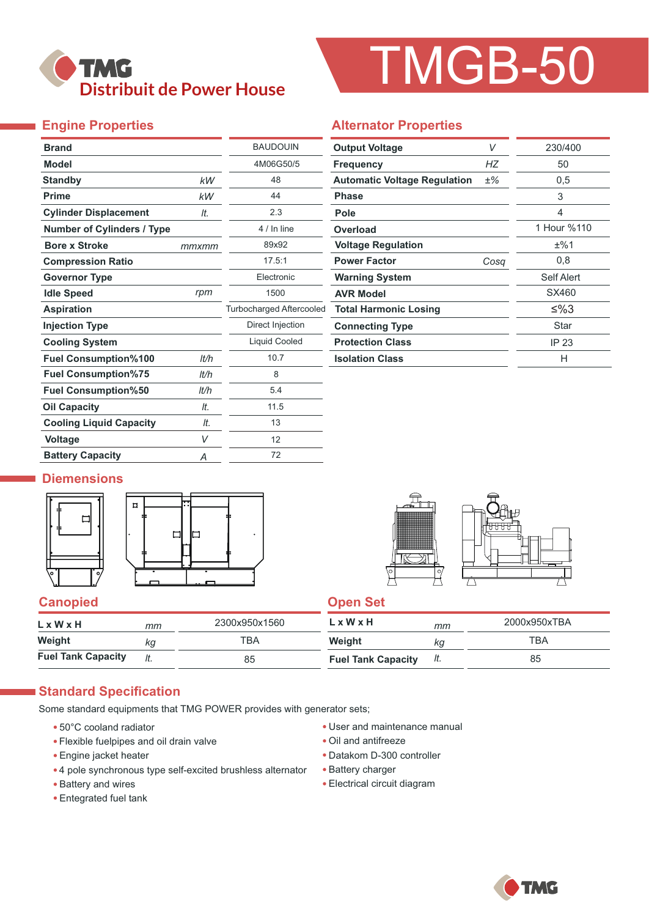TMG
Distribuit de Power House

# TMGB-50

## Engine Properties

| Property | Unit | Value |
|---|---|---|
| Brand | | BAUDOUIN |
| Model | | 4M06G50/5 |
| Standby | kW | 48 |
| Prime | kW | 44 |
| Cylinder Displacement | lt. | 2.3 |
| Number of Cylinders / Type | | 4 / In line |
| Bore x Stroke | mmxmm | 89x92 |
| Compression Ratio | | 17.5:1 |
| Governor Type | | Electronic |
| Idle Speed | rpm | 1500 |
| Aspiration | | Turbocharged Aftercooled |
| Injection Type | | Direct Injection |
| Cooling System | | Liquid Cooled |
| Fuel Consumption%100 | lt/h | 10.7 |
| Fuel Consumption%75 | lt/h | 8 |
| Fuel Consumption%50 | lt/h | 5.4 |
| Oil Capacity | lt. | 11.5 |
| Cooling Liquid Capacity | lt. | 13 |
| Voltage | V | 12 |
| Battery Capacity | A | 72 |

## Alternator Properties

| Property | Unit | Value |
|---|---|---|
| Output Voltage | V | 230/400 |
| Frequency | HZ | 50 |
| Automatic Voltage Regulation | ±% | 0,5 |
| Phase | | 3 |
| Pole | | 4 |
| Overload | | 1 Hour %110 |
| Voltage Regulation | | ±%1 |
| Power Factor | Cosq | 0,8 |
| Warning System | | Self Alert |
| AVR Model | | SX460 |
| Total Harmonic Losing | | ≤%3 |
| Connecting Type | | Star |
| Protection Class | | IP 23 |
| Isolation Class | | H |

## Diemensions

### Canopied

| | Unit | Value |
|---|---|---|
| L x W x H | mm | 2300x950x1560 |
| Weight | kg | TBA |
| Fuel Tank Capacity | lt. | 85 |

### Open Set

| | Unit | Value |
|---|---|---|
| L x W x H | mm | 2000x950xTBA |
| Weight | kg | TBA |
| Fuel Tank Capacity | lt. | 85 |

## Standard Specification

Some standard equipments that TMG POWER provides with generator sets;

- 50°C cooland radiator
- Flexible fuelpipes and oil drain valve
- Engine jacket heater
- 4 pole synchronous type self-excited brushless alternator
- Battery and wires
- Entegrated fuel tank
- User and maintenance manual
- Oil and antifreeze
- Datakom D-300 controller
- Battery charger
- Electrical circuit diagram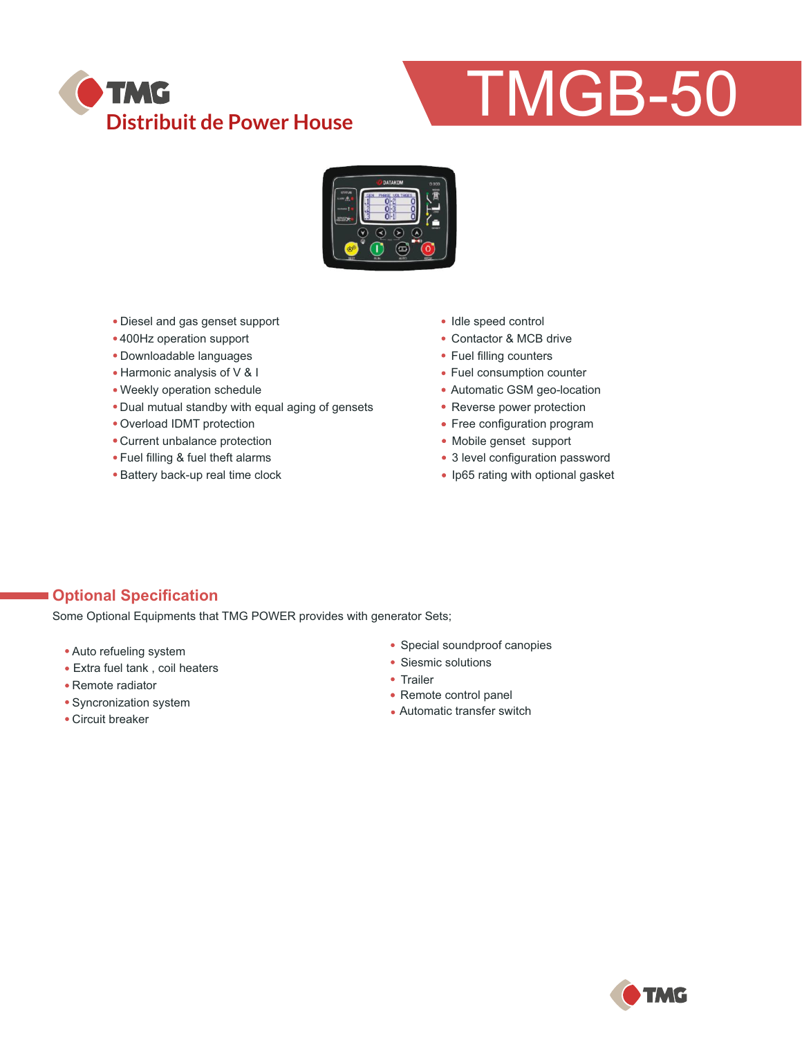TMG

Distribuit de Power House

# TMGB-50

- Diesel and gas genset support
- 400Hz operation support
- Downloadable languages
- Harmonic analysis of V & I
- Weekly operation schedule
- Dual mutual standby with equal aging of gensets
- Overload IDMT protection
- Current unbalance protection
- Fuel filling & fuel theft alarms
- Battery back-up real time clock
- Idle speed control
- Contactor & MCB drive
- Fuel filling counters
- Fuel consumption counter
- Automatic GSM geo-location
- Reverse power protection
- Free configuration program
- Mobile genset support
- 3 level configuration password
- Ip65 rating with optional gasket

## Optional Specification

Some Optional Equipments that TMG POWER provides with generator Sets;

- Auto refueling system
- Extra fuel tank , coil heaters
- Remote radiator
- Syncronization system
- Circuit breaker
- Special soundproof canopies
- Siesmic solutions
- Trailer
- Remote control panel
- Automatic transfer switch